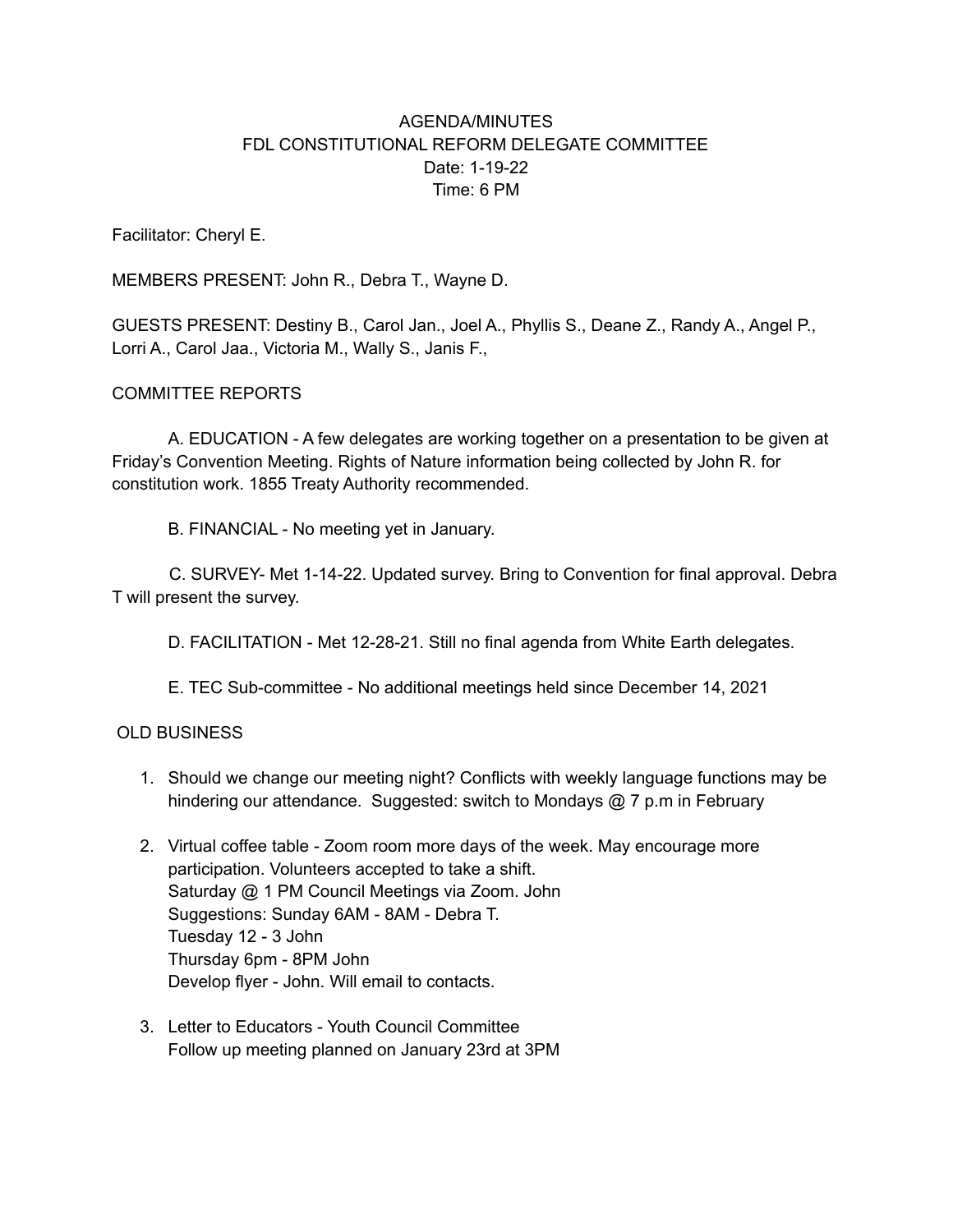# AGENDA/MINUTES
## FDL CONSTITUTIONAL REFORM DELEGATE COMMITTEE
Date: 1-19-22
Time: 6 PM

Facilitator: Cheryl E.

MEMBERS PRESENT: John R., Debra T., Wayne D.

GUESTS PRESENT: Destiny B., Carol Jan., Joel A., Phyllis S., Deane Z., Randy A., Angel P., Lorri A., Carol Jaa., Victoria M., Wally S., Janis F.,

## COMMITTEE REPORTS

A. EDUCATION - A few delegates are working together on a presentation to be given at Friday's Convention Meeting. Rights of Nature information being collected by John R. for constitution work. 1855 Treaty Authority recommended.

B. FINANCIAL - No meeting yet in January.

C. SURVEY- Met 1-14-22. Updated survey. Bring to Convention for final approval. Debra T will present the survey.

D. FACILITATION - Met 12-28-21. Still no final agenda from White Earth delegates.

E. TEC Sub-committee - No additional meetings held since December 14, 2021

## OLD BUSINESS

1. Should we change our meeting night? Conflicts with weekly language functions may be hindering our attendance. Suggested: switch to Mondays @ 7 p.m in February
2. Virtual coffee table - Zoom room more days of the week. May encourage more participation. Volunteers accepted to take a shift.
   Saturday @ 1 PM Council Meetings via Zoom. John
   Suggestions: Sunday 6AM - 8AM - Debra T.
   Tuesday 12 - 3 John
   Thursday 6pm - 8PM John
   Develop flyer - John. Will email to contacts.
3. Letter to Educators - Youth Council Committee
   Follow up meeting planned on January 23rd at 3PM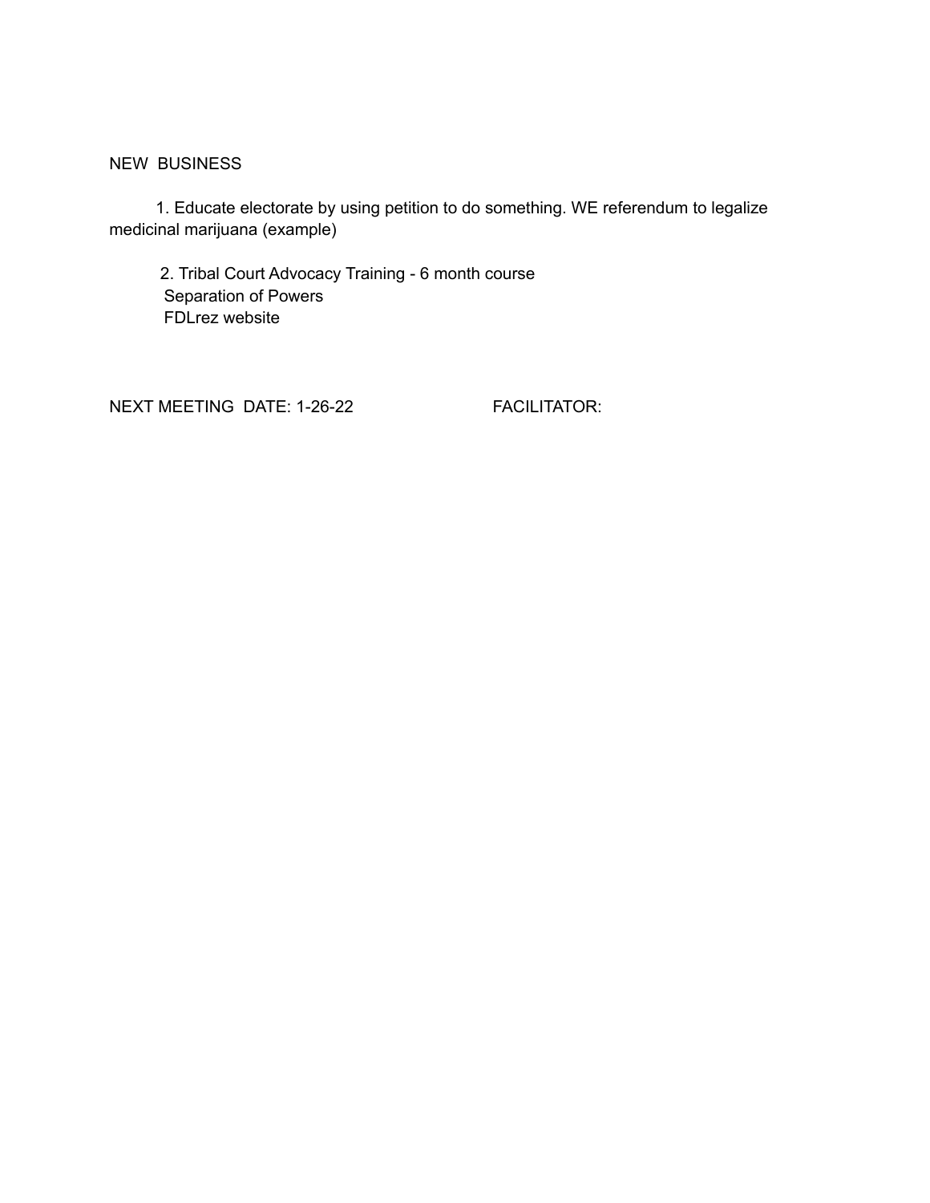NEW BUSINESS

1. Educate electorate by using petition to do something. WE referendum to legalize medicinal marijuana (example)

2. Tribal Court Advocacy Training - 6 month course
   Separation of Powers
   FDLrez website

NEXT MEETING DATE: 1-26-22 FACILITATOR: